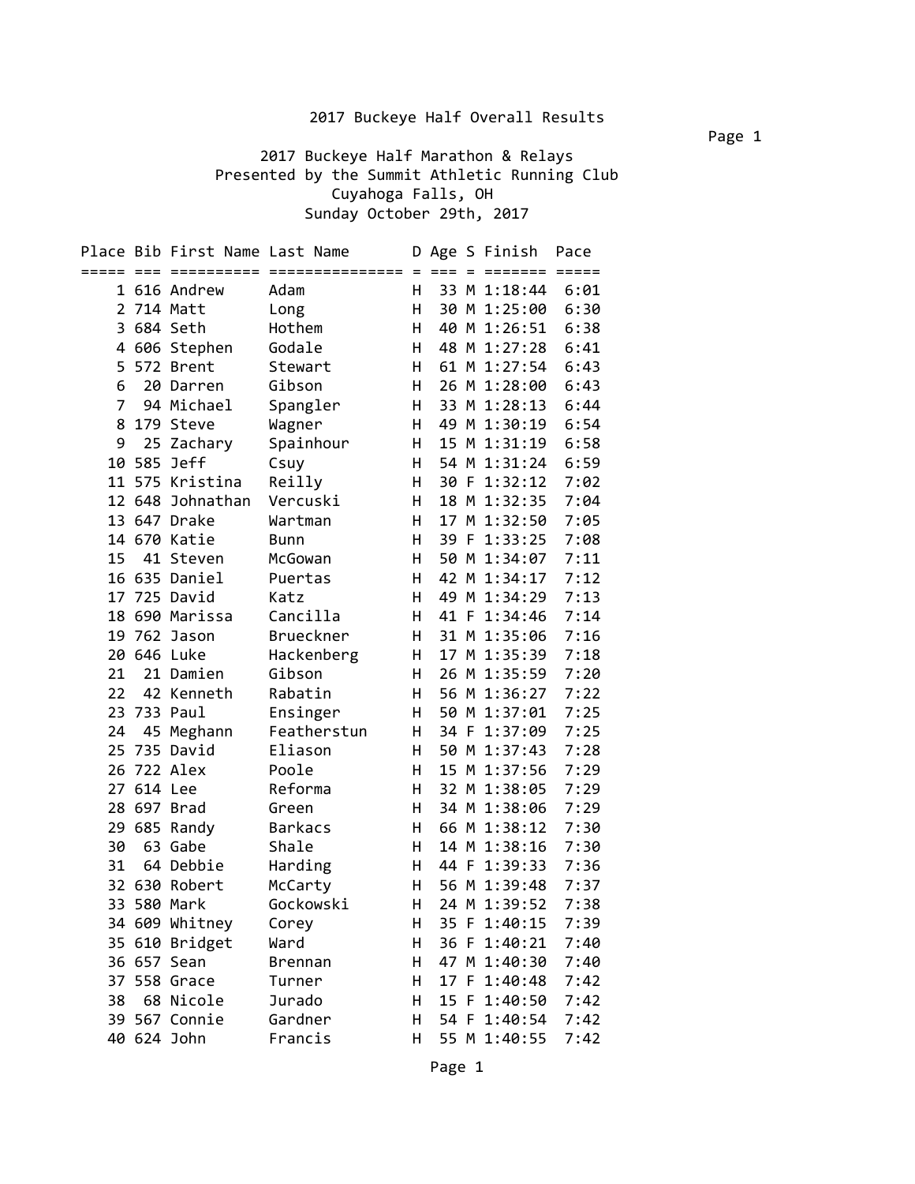# 2017 Buckeye Half Overall Results

## 2017 Buckeye Half Marathon & Relays

Presented by the Summit Athletic Running Club

Cuyahoga Falls, OH

Sunday October 29th, 2017

| Place | Bib | First Name | Last Name | D | Age | S | Finish | Pace |
|---|---|---|---|---|---|---|---|---|
| 1 | 616 | Andrew | Adam | H | 33 | M | 1:18:44 | 6:01 |
| 2 | 714 | Matt | Long | H | 30 | M | 1:25:00 | 6:30 |
| 3 | 684 | Seth | Hothem | H | 40 | M | 1:26:51 | 6:38 |
| 4 | 606 | Stephen | Godale | H | 48 | M | 1:27:28 | 6:41 |
| 5 | 572 | Brent | Stewart | H | 61 | M | 1:27:54 | 6:43 |
| 6 | 20 | Darren | Gibson | H | 26 | M | 1:28:00 | 6:43 |
| 7 | 94 | Michael | Spangler | H | 33 | M | 1:28:13 | 6:44 |
| 8 | 179 | Steve | Wagner | H | 49 | M | 1:30:19 | 6:54 |
| 9 | 25 | Zachary | Spainhour | H | 15 | M | 1:31:19 | 6:58 |
| 10 | 585 | Jeff | Csuy | H | 54 | M | 1:31:24 | 6:59 |
| 11 | 575 | Kristina | Reilly | H | 30 | F | 1:32:12 | 7:02 |
| 12 | 648 | Johnathan | Vercuski | H | 18 | M | 1:32:35 | 7:04 |
| 13 | 647 | Drake | Wartman | H | 17 | M | 1:32:50 | 7:05 |
| 14 | 670 | Katie | Bunn | H | 39 | F | 1:33:25 | 7:08 |
| 15 | 41 | Steven | McGowan | H | 50 | M | 1:34:07 | 7:11 |
| 16 | 635 | Daniel | Puertas | H | 42 | M | 1:34:17 | 7:12 |
| 17 | 725 | David | Katz | H | 49 | M | 1:34:29 | 7:13 |
| 18 | 690 | Marissa | Cancilla | H | 41 | F | 1:34:46 | 7:14 |
| 19 | 762 | Jason | Brueckner | H | 31 | M | 1:35:06 | 7:16 |
| 20 | 646 | Luke | Hackenberg | H | 17 | M | 1:35:39 | 7:18 |
| 21 | 21 | Damien | Gibson | H | 26 | M | 1:35:59 | 7:20 |
| 22 | 42 | Kenneth | Rabatin | H | 56 | M | 1:36:27 | 7:22 |
| 23 | 733 | Paul | Ensinger | H | 50 | M | 1:37:01 | 7:25 |
| 24 | 45 | Meghann | Featherstun | H | 34 | F | 1:37:09 | 7:25 |
| 25 | 735 | David | Eliason | H | 50 | M | 1:37:43 | 7:28 |
| 26 | 722 | Alex | Poole | H | 15 | M | 1:37:56 | 7:29 |
| 27 | 614 | Lee | Reforma | H | 32 | M | 1:38:05 | 7:29 |
| 28 | 697 | Brad | Green | H | 34 | M | 1:38:06 | 7:29 |
| 29 | 685 | Randy | Barkacs | H | 66 | M | 1:38:12 | 7:30 |
| 30 | 63 | Gabe | Shale | H | 14 | M | 1:38:16 | 7:30 |
| 31 | 64 | Debbie | Harding | H | 44 | F | 1:39:33 | 7:36 |
| 32 | 630 | Robert | McCarty | H | 56 | M | 1:39:48 | 7:37 |
| 33 | 580 | Mark | Gockowski | H | 24 | M | 1:39:52 | 7:38 |
| 34 | 609 | Whitney | Corey | H | 35 | F | 1:40:15 | 7:39 |
| 35 | 610 | Bridget | Ward | H | 36 | F | 1:40:21 | 7:40 |
| 36 | 657 | Sean | Brennan | H | 47 | M | 1:40:30 | 7:40 |
| 37 | 558 | Grace | Turner | H | 17 | F | 1:40:48 | 7:42 |
| 38 | 68 | Nicole | Jurado | H | 15 | F | 1:40:50 | 7:42 |
| 39 | 567 | Connie | Gardner | H | 54 | F | 1:40:54 | 7:42 |
| 40 | 624 | John | Francis | H | 55 | M | 1:40:55 | 7:42 |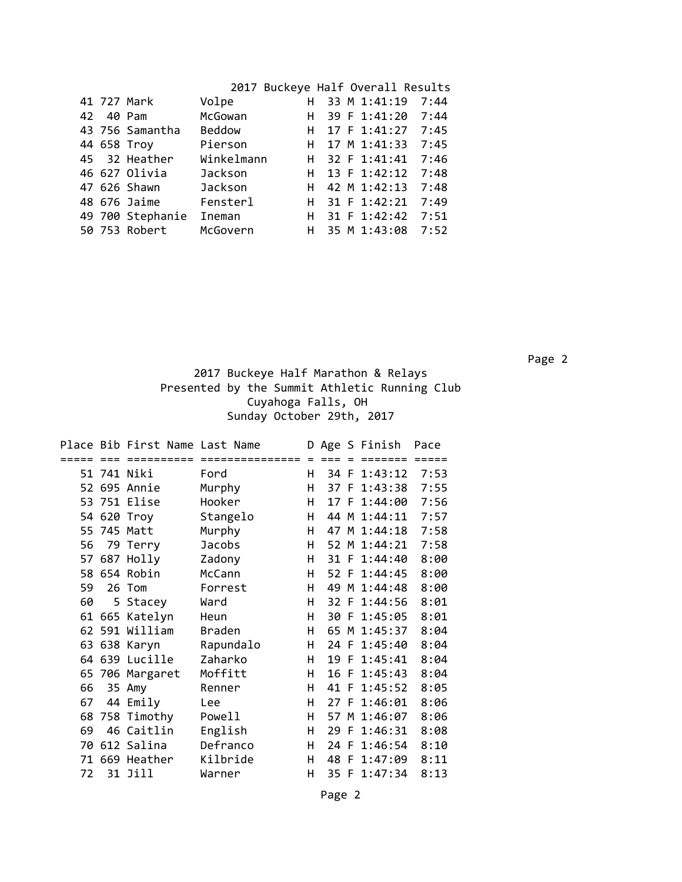## 2017 Buckeye Half Overall Results

| Place | Bib | First Name | Last Name | D | Age | S | Finish | Pace |
|---|---|---|---|---|---|---|---|---|
| 41 | 727 | Mark | Volpe | H | 33 | M | 1:41:19 | 7:44 |
| 42 | 40 | Pam | McGowan | H | 39 | F | 1:41:20 | 7:44 |
| 43 | 756 | Samantha | Beddow | H | 17 | F | 1:41:27 | 7:45 |
| 44 | 658 | Troy | Pierson | H | 17 | M | 1:41:33 | 7:45 |
| 45 | 32 | Heather | Winkelmann | H | 32 | F | 1:41:41 | 7:46 |
| 46 | 627 | Olivia | Jackson | H | 13 | F | 1:42:12 | 7:48 |
| 47 | 626 | Shawn | Jackson | H | 42 | M | 1:42:13 | 7:48 |
| 48 | 676 | Jaime | Fensterl | H | 31 | F | 1:42:21 | 7:49 |
| 49 | 700 | Stephanie | Ineman | H | 31 | F | 1:42:42 | 7:51 |
| 50 | 753 | Robert | McGovern | H | 35 | M | 1:43:08 | 7:52 |

## 2017 Buckeye Half Marathon & Relays

Presented by the Summit Athletic Running Club

Cuyahoga Falls, OH

Sunday October 29th, 2017

| Place | Bib | First Name | Last Name | D | Age | S | Finish | Pace |
|---|---|---|---|---|---|---|---|---|
| 51 | 741 | Niki | Ford | H | 34 | F | 1:43:12 | 7:53 |
| 52 | 695 | Annie | Murphy | H | 37 | F | 1:43:38 | 7:55 |
| 53 | 751 | Elise | Hooker | H | 17 | F | 1:44:00 | 7:56 |
| 54 | 620 | Troy | Stangelo | H | 44 | M | 1:44:11 | 7:57 |
| 55 | 745 | Matt | Murphy | H | 47 | M | 1:44:18 | 7:58 |
| 56 | 79 | Terry | Jacobs | H | 52 | M | 1:44:21 | 7:58 |
| 57 | 687 | Holly | Zadony | H | 31 | F | 1:44:40 | 8:00 |
| 58 | 654 | Robin | McCann | H | 52 | F | 1:44:45 | 8:00 |
| 59 | 26 | Tom | Forrest | H | 49 | M | 1:44:48 | 8:00 |
| 60 | 5 | Stacey | Ward | H | 32 | F | 1:44:56 | 8:01 |
| 61 | 665 | Katelyn | Heun | H | 30 | F | 1:45:05 | 8:01 |
| 62 | 591 | William | Braden | H | 65 | M | 1:45:37 | 8:04 |
| 63 | 638 | Karyn | Rapundalo | H | 24 | F | 1:45:40 | 8:04 |
| 64 | 639 | Lucille | Zaharko | H | 19 | F | 1:45:41 | 8:04 |
| 65 | 706 | Margaret | Moffitt | H | 16 | F | 1:45:43 | 8:04 |
| 66 | 35 | Amy | Renner | H | 41 | F | 1:45:52 | 8:05 |
| 67 | 44 | Emily | Lee | H | 27 | F | 1:46:01 | 8:06 |
| 68 | 758 | Timothy | Powell | H | 57 | M | 1:46:07 | 8:06 |
| 69 | 46 | Caitlin | English | H | 29 | F | 1:46:31 | 8:08 |
| 70 | 612 | Salina | Defranco | H | 24 | F | 1:46:54 | 8:10 |
| 71 | 669 | Heather | Kilbride | H | 48 | F | 1:47:09 | 8:11 |
| 72 | 31 | Jill | Warner | H | 35 | F | 1:47:34 | 8:13 |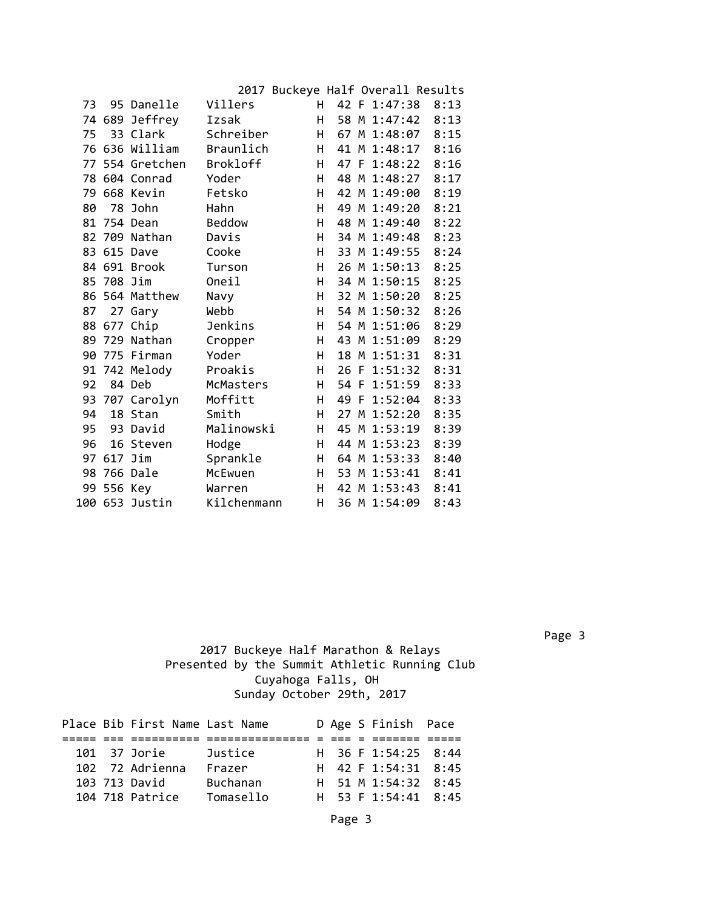## 2017 Buckeye Half Overall Results

| Place | Bib | First Name | Last Name | D | Age | S | Finish | Pace |
|---|---|---|---|---|---|---|---|---|
| 73 | 95 | Danelle | Villers | H | 42 | F | 1:47:38 | 8:13 |
| 74 | 689 | Jeffrey | Izsak | H | 58 | M | 1:47:42 | 8:13 |
| 75 | 33 | Clark | Schreiber | H | 67 | M | 1:48:07 | 8:15 |
| 76 | 636 | William | Braunlich | H | 41 | M | 1:48:17 | 8:16 |
| 77 | 554 | Gretchen | Brokloff | H | 47 | F | 1:48:22 | 8:16 |
| 78 | 604 | Conrad | Yoder | H | 48 | M | 1:48:27 | 8:17 |
| 79 | 668 | Kevin | Fetsko | H | 42 | M | 1:49:00 | 8:19 |
| 80 | 78 | John | Hahn | H | 49 | M | 1:49:20 | 8:21 |
| 81 | 754 | Dean | Beddow | H | 48 | M | 1:49:40 | 8:22 |
| 82 | 709 | Nathan | Davis | H | 34 | M | 1:49:48 | 8:23 |
| 83 | 615 | Dave | Cooke | H | 33 | M | 1:49:55 | 8:24 |
| 84 | 691 | Brook | Turson | H | 26 | M | 1:50:13 | 8:25 |
| 85 | 708 | Jim | Oneil | H | 34 | M | 1:50:15 | 8:25 |
| 86 | 564 | Matthew | Navy | H | 32 | M | 1:50:20 | 8:25 |
| 87 | 27 | Gary | Webb | H | 54 | M | 1:50:32 | 8:26 |
| 88 | 677 | Chip | Jenkins | H | 54 | M | 1:51:06 | 8:29 |
| 89 | 729 | Nathan | Cropper | H | 43 | M | 1:51:09 | 8:29 |
| 90 | 775 | Firman | Yoder | H | 18 | M | 1:51:31 | 8:31 |
| 91 | 742 | Melody | Proakis | H | 26 | F | 1:51:32 | 8:31 |
| 92 | 84 | Deb | McMasters | H | 54 | F | 1:51:59 | 8:33 |
| 93 | 707 | Carolyn | Moffitt | H | 49 | F | 1:52:04 | 8:33 |
| 94 | 18 | Stan | Smith | H | 27 | M | 1:52:20 | 8:35 |
| 95 | 93 | David | Malinowski | H | 45 | M | 1:53:19 | 8:39 |
| 96 | 16 | Steven | Hodge | H | 44 | M | 1:53:23 | 8:39 |
| 97 | 617 | Jim | Sprankle | H | 64 | M | 1:53:33 | 8:40 |
| 98 | 766 | Dale | McEwuen | H | 53 | M | 1:53:41 | 8:41 |
| 99 | 556 | Key | Warren | H | 42 | M | 1:53:43 | 8:41 |
| 100 | 653 | Justin | Kilchenmann | H | 36 | M | 1:54:09 | 8:43 |

2017 Buckeye Half Marathon & Relays
Presented by the Summit Athletic Running Club
Cuyahoga Falls, OH
Sunday October 29th, 2017

| Place | Bib | First Name | Last Name | D | Age | S | Finish | Pace |
|---|---|---|---|---|---|---|---|---|
| 101 | 37 | Jorie | Justice | H | 36 | F | 1:54:25 | 8:44 |
| 102 | 72 | Adrienna | Frazer | H | 42 | F | 1:54:31 | 8:45 |
| 103 | 713 | David | Buchanan | H | 51 | M | 1:54:32 | 8:45 |
| 104 | 718 | Patrice | Tomasello | H | 53 | F | 1:54:41 | 8:45 |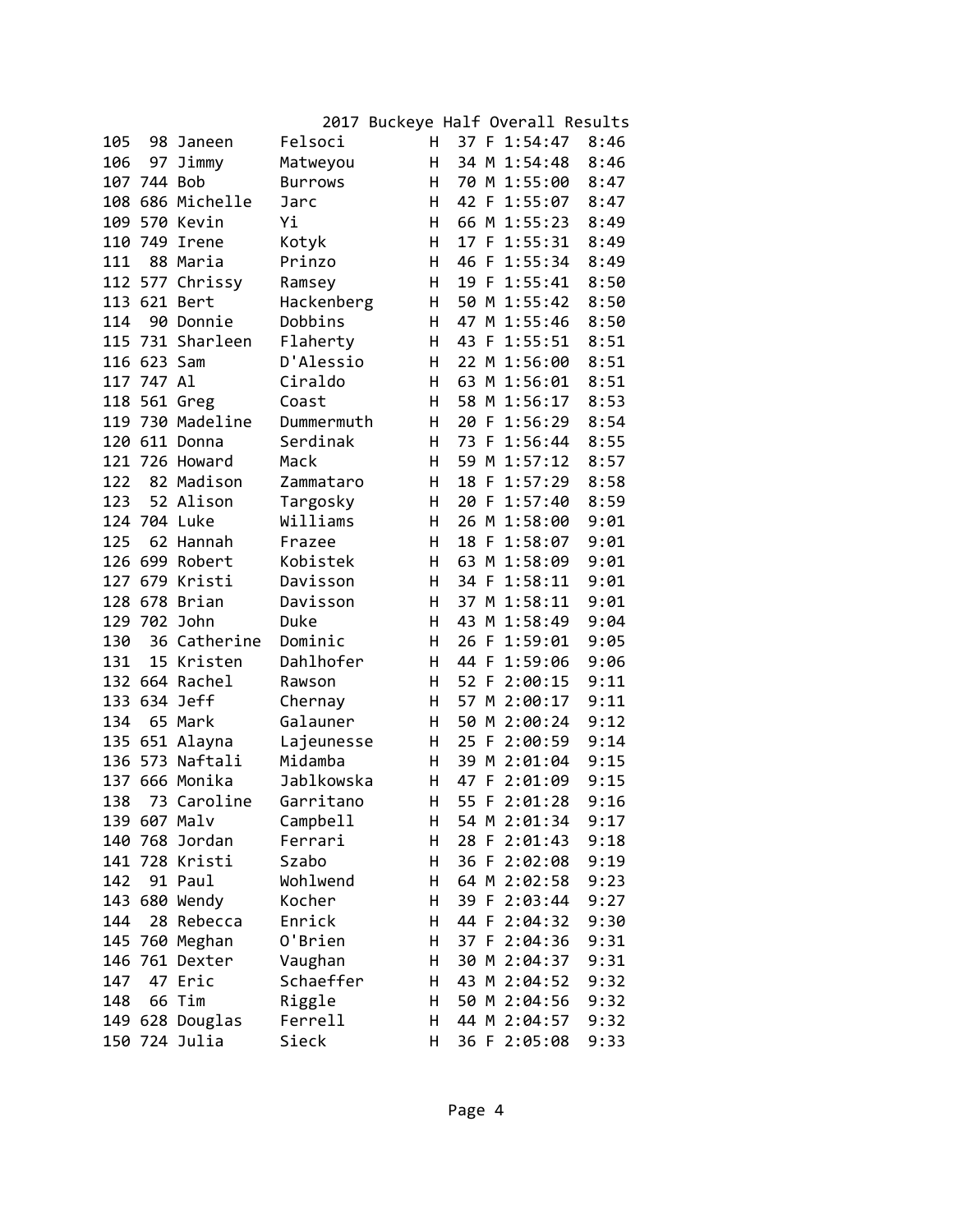2017 Buckeye Half Overall Results

| | | | | | | | | |
|---|---|---|---|---|---|---|---|---|
| 105 | 98 | Janeen | Felsoci | H | 37 | F | 1:54:47 | 8:46 |
| 106 | 97 | Jimmy | Matweyou | H | 34 | M | 1:54:48 | 8:46 |
| 107 | 744 | Bob | Burrows | H | 70 | M | 1:55:00 | 8:47 |
| 108 | 686 | Michelle | Jarc | H | 42 | F | 1:55:07 | 8:47 |
| 109 | 570 | Kevin | Yi | H | 66 | M | 1:55:23 | 8:49 |
| 110 | 749 | Irene | Kotyk | H | 17 | F | 1:55:31 | 8:49 |
| 111 | 88 | Maria | Prinzo | H | 46 | F | 1:55:34 | 8:49 |
| 112 | 577 | Chrissy | Ramsey | H | 19 | F | 1:55:41 | 8:50 |
| 113 | 621 | Bert | Hackenberg | H | 50 | M | 1:55:42 | 8:50 |
| 114 | 90 | Donnie | Dobbins | H | 47 | M | 1:55:46 | 8:50 |
| 115 | 731 | Sharleen | Flaherty | H | 43 | F | 1:55:51 | 8:51 |
| 116 | 623 | Sam | D'Alessio | H | 22 | M | 1:56:00 | 8:51 |
| 117 | 747 | Al | Ciraldo | H | 63 | M | 1:56:01 | 8:51 |
| 118 | 561 | Greg | Coast | H | 58 | M | 1:56:17 | 8:53 |
| 119 | 730 | Madeline | Dummermuth | H | 20 | F | 1:56:29 | 8:54 |
| 120 | 611 | Donna | Serdinak | H | 73 | F | 1:56:44 | 8:55 |
| 121 | 726 | Howard | Mack | H | 59 | M | 1:57:12 | 8:57 |
| 122 | 82 | Madison | Zammataro | H | 18 | F | 1:57:29 | 8:58 |
| 123 | 52 | Alison | Targosky | H | 20 | F | 1:57:40 | 8:59 |
| 124 | 704 | Luke | Williams | H | 26 | M | 1:58:00 | 9:01 |
| 125 | 62 | Hannah | Frazee | H | 18 | F | 1:58:07 | 9:01 |
| 126 | 699 | Robert | Kobistek | H | 63 | M | 1:58:09 | 9:01 |
| 127 | 679 | Kristi | Davisson | H | 34 | F | 1:58:11 | 9:01 |
| 128 | 678 | Brian | Davisson | H | 37 | M | 1:58:11 | 9:01 |
| 129 | 702 | John | Duke | H | 43 | M | 1:58:49 | 9:04 |
| 130 | 36 | Catherine | Dominic | H | 26 | F | 1:59:01 | 9:05 |
| 131 | 15 | Kristen | Dahlhofer | H | 44 | F | 1:59:06 | 9:06 |
| 132 | 664 | Rachel | Rawson | H | 52 | F | 2:00:15 | 9:11 |
| 133 | 634 | Jeff | Chernay | H | 57 | M | 2:00:17 | 9:11 |
| 134 | 65 | Mark | Galauner | H | 50 | M | 2:00:24 | 9:12 |
| 135 | 651 | Alayna | Lajeunesse | H | 25 | F | 2:00:59 | 9:14 |
| 136 | 573 | Naftali | Midamba | H | 39 | M | 2:01:04 | 9:15 |
| 137 | 666 | Monika | Jablkowska | H | 47 | F | 2:01:09 | 9:15 |
| 138 | 73 | Caroline | Garritano | H | 55 | F | 2:01:28 | 9:16 |
| 139 | 607 | Malv | Campbell | H | 54 | M | 2:01:34 | 9:17 |
| 140 | 768 | Jordan | Ferrari | H | 28 | F | 2:01:43 | 9:18 |
| 141 | 728 | Kristi | Szabo | H | 36 | F | 2:02:08 | 9:19 |
| 142 | 91 | Paul | Wohlwend | H | 64 | M | 2:02:58 | 9:23 |
| 143 | 680 | Wendy | Kocher | H | 39 | F | 2:03:44 | 9:27 |
| 144 | 28 | Rebecca | Enrick | H | 44 | F | 2:04:32 | 9:30 |
| 145 | 760 | Meghan | O'Brien | H | 37 | F | 2:04:36 | 9:31 |
| 146 | 761 | Dexter | Vaughan | H | 30 | M | 2:04:37 | 9:31 |
| 147 | 47 | Eric | Schaeffer | H | 43 | M | 2:04:52 | 9:32 |
| 148 | 66 | Tim | Riggle | H | 50 | M | 2:04:56 | 9:32 |
| 149 | 628 | Douglas | Ferrell | H | 44 | M | 2:04:57 | 9:32 |
| 150 | 724 | Julia | Sieck | H | 36 | F | 2:05:08 | 9:33 |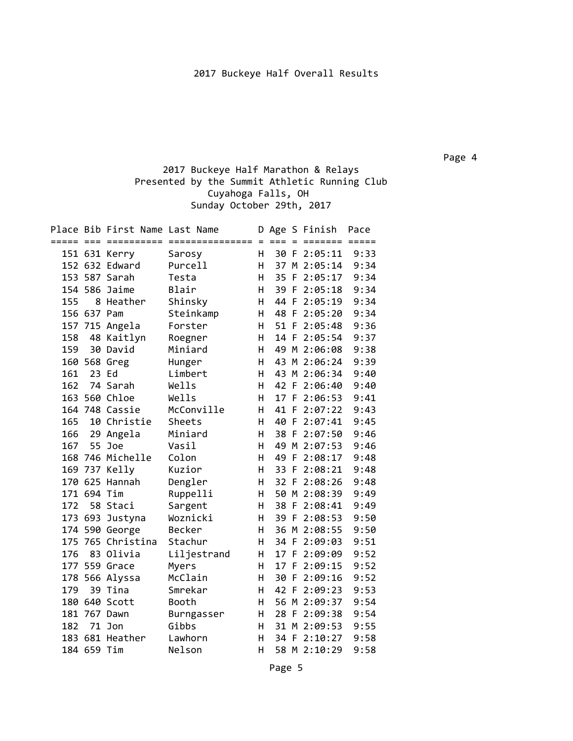2017 Buckeye Half Overall Results

## 2017 Buckeye Half Marathon & Relays
Presented by the Summit Athletic Running Club
Cuyahoga Falls, OH
Sunday October 29th, 2017

| Place | Bib | First Name | Last Name | D | Age | S | Finish | Pace |
|---|---|---|---|---|---|---|---|---|
| 151 | 631 | Kerry | Sarosy | H | 30 | F | 2:05:11 | 9:33 |
| 152 | 632 | Edward | Purcell | H | 37 | M | 2:05:14 | 9:34 |
| 153 | 587 | Sarah | Testa | H | 35 | F | 2:05:17 | 9:34 |
| 154 | 586 | Jaime | Blair | H | 39 | F | 2:05:18 | 9:34 |
| 155 | 8 | Heather | Shinsky | H | 44 | F | 2:05:19 | 9:34 |
| 156 | 637 | Pam | Steinkamp | H | 48 | F | 2:05:20 | 9:34 |
| 157 | 715 | Angela | Forster | H | 51 | F | 2:05:48 | 9:36 |
| 158 | 48 | Kaitlyn | Roegner | H | 14 | F | 2:05:54 | 9:37 |
| 159 | 30 | David | Miniard | H | 49 | M | 2:06:08 | 9:38 |
| 160 | 568 | Greg | Hunger | H | 43 | M | 2:06:24 | 9:39 |
| 161 | 23 | Ed | Limbert | H | 43 | M | 2:06:34 | 9:40 |
| 162 | 74 | Sarah | Wells | H | 42 | F | 2:06:40 | 9:40 |
| 163 | 560 | Chloe | Wells | H | 17 | F | 2:06:53 | 9:41 |
| 164 | 748 | Cassie | McConville | H | 41 | F | 2:07:22 | 9:43 |
| 165 | 10 | Christie | Sheets | H | 40 | F | 2:07:41 | 9:45 |
| 166 | 29 | Angela | Miniard | H | 38 | F | 2:07:50 | 9:46 |
| 167 | 55 | Joe | Vasil | H | 49 | M | 2:07:53 | 9:46 |
| 168 | 746 | Michelle | Colon | H | 49 | F | 2:08:17 | 9:48 |
| 169 | 737 | Kelly | Kuzior | H | 33 | F | 2:08:21 | 9:48 |
| 170 | 625 | Hannah | Dengler | H | 32 | F | 2:08:26 | 9:48 |
| 171 | 694 | Tim | Ruppelli | H | 50 | M | 2:08:39 | 9:49 |
| 172 | 58 | Staci | Sargent | H | 38 | F | 2:08:41 | 9:49 |
| 173 | 693 | Justyna | Woznicki | H | 39 | F | 2:08:53 | 9:50 |
| 174 | 590 | George | Becker | H | 36 | M | 2:08:55 | 9:50 |
| 175 | 765 | Christina | Stachur | H | 34 | F | 2:09:03 | 9:51 |
| 176 | 83 | Olivia | Liljestrand | H | 17 | F | 2:09:09 | 9:52 |
| 177 | 559 | Grace | Myers | H | 17 | F | 2:09:15 | 9:52 |
| 178 | 566 | Alyssa | McClain | H | 30 | F | 2:09:16 | 9:52 |
| 179 | 39 | Tina | Smrekar | H | 42 | F | 2:09:23 | 9:53 |
| 180 | 640 | Scott | Booth | H | 56 | M | 2:09:37 | 9:54 |
| 181 | 767 | Dawn | Burngasser | H | 28 | F | 2:09:38 | 9:54 |
| 182 | 71 | Jon | Gibbs | H | 31 | M | 2:09:53 | 9:55 |
| 183 | 681 | Heather | Lawhorn | H | 34 | F | 2:10:27 | 9:58 |
| 184 | 659 | Tim | Nelson | H | 58 | M | 2:10:29 | 9:58 |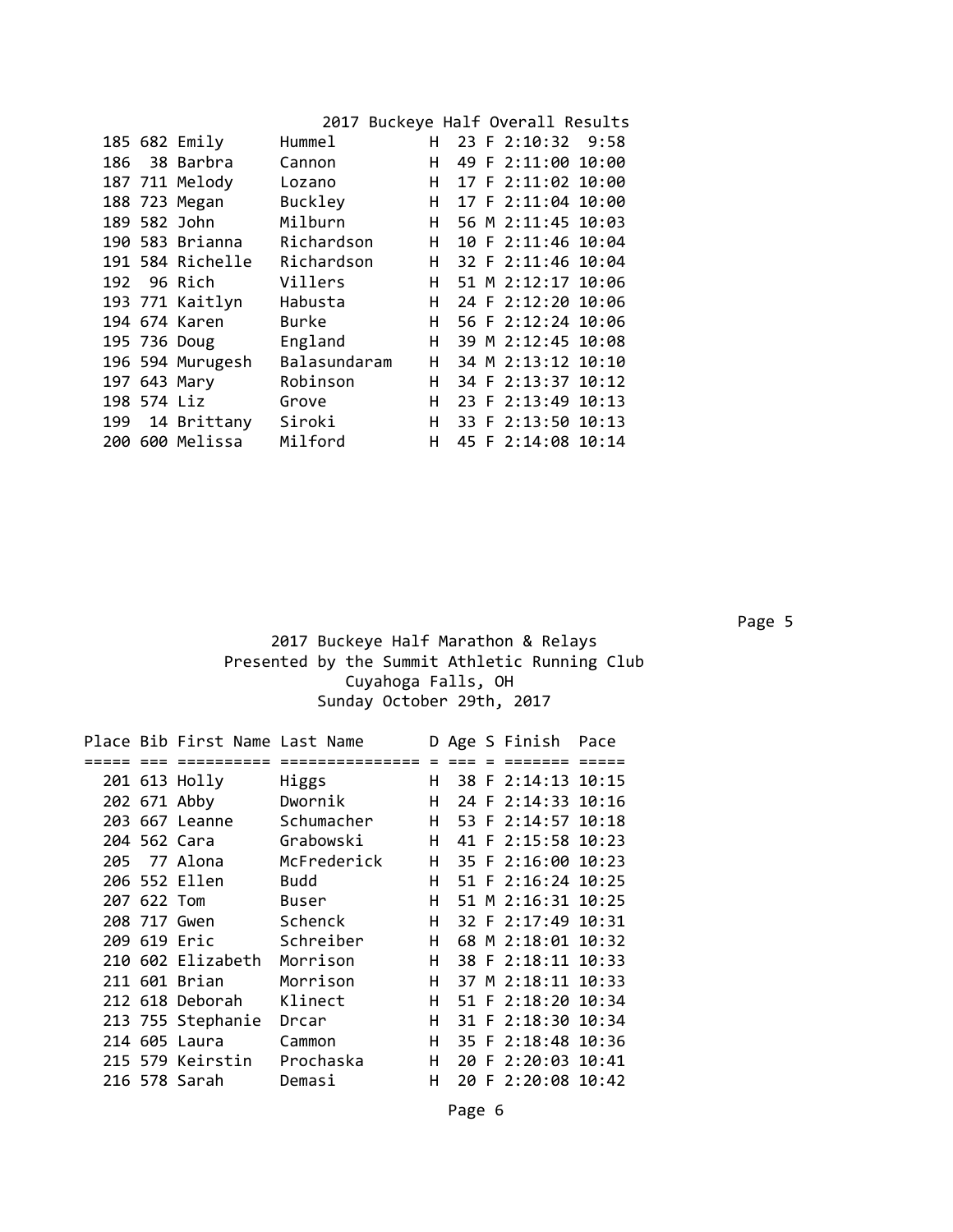## 2017 Buckeye Half Overall Results

| Place | Bib | First Name | Last Name | D | Age | S | Finish | Pace |
|---|---|---|---|---|---|---|---|---|
| 185 | 682 | Emily | Hummel | H | 23 | F | 2:10:32 | 9:58 |
| 186 | 38 | Barbra | Cannon | H | 49 | F | 2:11:00 | 10:00 |
| 187 | 711 | Melody | Lozano | H | 17 | F | 2:11:02 | 10:00 |
| 188 | 723 | Megan | Buckley | H | 17 | F | 2:11:04 | 10:00 |
| 189 | 582 | John | Milburn | H | 56 | M | 2:11:45 | 10:03 |
| 190 | 583 | Brianna | Richardson | H | 10 | F | 2:11:46 | 10:04 |
| 191 | 584 | Richelle | Richardson | H | 32 | F | 2:11:46 | 10:04 |
| 192 | 96 | Rich | Villers | H | 51 | M | 2:12:17 | 10:06 |
| 193 | 771 | Kaitlyn | Habusta | H | 24 | F | 2:12:20 | 10:06 |
| 194 | 674 | Karen | Burke | H | 56 | F | 2:12:24 | 10:06 |
| 195 | 736 | Doug | England | H | 39 | M | 2:12:45 | 10:08 |
| 196 | 594 | Murugesh | Balasundaram | H | 34 | M | 2:13:12 | 10:10 |
| 197 | 643 | Mary | Robinson | H | 34 | F | 2:13:37 | 10:12 |
| 198 | 574 | Liz | Grove | H | 23 | F | 2:13:49 | 10:13 |
| 199 | 14 | Brittany | Siroki | H | 33 | F | 2:13:50 | 10:13 |
| 200 | 600 | Melissa | Milford | H | 45 | F | 2:14:08 | 10:14 |

2017 Buckeye Half Marathon & Relays
Presented by the Summit Athletic Running Club
Cuyahoga Falls, OH
Sunday October 29th, 2017

| Place | Bib | First Name | Last Name | D | Age | S | Finish | Pace |
|---|---|---|---|---|---|---|---|---|
| 201 | 613 | Holly | Higgs | H | 38 | F | 2:14:13 | 10:15 |
| 202 | 671 | Abby | Dwornik | H | 24 | F | 2:14:33 | 10:16 |
| 203 | 667 | Leanne | Schumacher | H | 53 | F | 2:14:57 | 10:18 |
| 204 | 562 | Cara | Grabowski | H | 41 | F | 2:15:58 | 10:23 |
| 205 | 77 | Alona | McFrederick | H | 35 | F | 2:16:00 | 10:23 |
| 206 | 552 | Ellen | Budd | H | 51 | F | 2:16:24 | 10:25 |
| 207 | 622 | Tom | Buser | H | 51 | M | 2:16:31 | 10:25 |
| 208 | 717 | Gwen | Schenck | H | 32 | F | 2:17:49 | 10:31 |
| 209 | 619 | Eric | Schreiber | H | 68 | M | 2:18:01 | 10:32 |
| 210 | 602 | Elizabeth | Morrison | H | 38 | F | 2:18:11 | 10:33 |
| 211 | 601 | Brian | Morrison | H | 37 | M | 2:18:11 | 10:33 |
| 212 | 618 | Deborah | Klinect | H | 51 | F | 2:18:20 | 10:34 |
| 213 | 755 | Stephanie | Drcar | H | 31 | F | 2:18:30 | 10:34 |
| 214 | 605 | Laura | Cammon | H | 35 | F | 2:18:48 | 10:36 |
| 215 | 579 | Keirstin | Prochaska | H | 20 | F | 2:20:03 | 10:41 |
| 216 | 578 | Sarah | Demasi | H | 20 | F | 2:20:08 | 10:42 |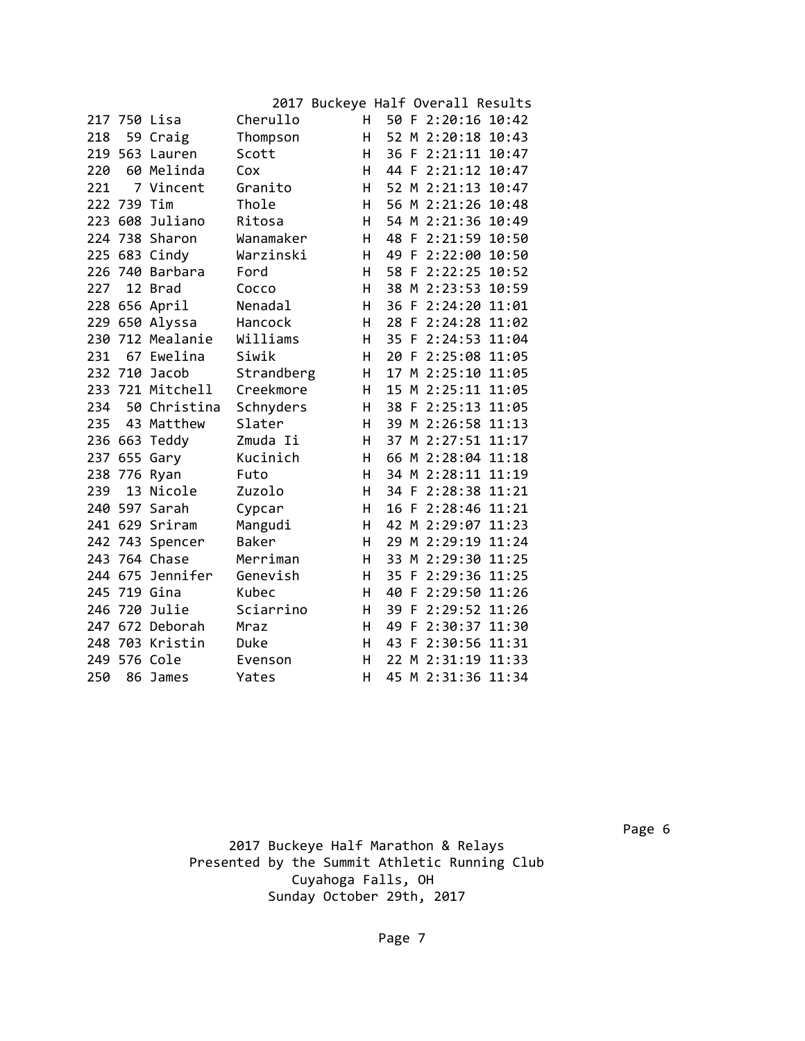# 2017 Buckeye Half Overall Results

| Place | Bib | First Name | Last Name | Div | Age | Sex | Time | Pace |
|---|---|---|---|---|---|---|---|---|
| 217 | 750 | Lisa | Cherullo | H | 50 | F | 2:20:16 | 10:42 |
| 218 | 59 | Craig | Thompson | H | 52 | M | 2:20:18 | 10:43 |
| 219 | 563 | Lauren | Scott | H | 36 | F | 2:21:11 | 10:47 |
| 220 | 60 | Melinda | Cox | H | 44 | F | 2:21:12 | 10:47 |
| 221 | 7 | Vincent | Granito | H | 52 | M | 2:21:13 | 10:47 |
| 222 | 739 | Tim | Thole | H | 56 | M | 2:21:26 | 10:48 |
| 223 | 608 | Juliano | Ritosa | H | 54 | M | 2:21:36 | 10:49 |
| 224 | 738 | Sharon | Wanamaker | H | 48 | F | 2:21:59 | 10:50 |
| 225 | 683 | Cindy | Warzinski | H | 49 | F | 2:22:00 | 10:50 |
| 226 | 740 | Barbara | Ford | H | 58 | F | 2:22:25 | 10:52 |
| 227 | 12 | Brad | Cocco | H | 38 | M | 2:23:53 | 10:59 |
| 228 | 656 | April | Nenadal | H | 36 | F | 2:24:20 | 11:01 |
| 229 | 650 | Alyssa | Hancock | H | 28 | F | 2:24:28 | 11:02 |
| 230 | 712 | Mealanie | Williams | H | 35 | F | 2:24:53 | 11:04 |
| 231 | 67 | Ewelina | Siwik | H | 20 | F | 2:25:08 | 11:05 |
| 232 | 710 | Jacob | Strandberg | H | 17 | M | 2:25:10 | 11:05 |
| 233 | 721 | Mitchell | Creekmore | H | 15 | M | 2:25:11 | 11:05 |
| 234 | 50 | Christina | Schnyders | H | 38 | F | 2:25:13 | 11:05 |
| 235 | 43 | Matthew | Slater | H | 39 | M | 2:26:58 | 11:13 |
| 236 | 663 | Teddy | Zmuda Ii | H | 37 | M | 2:27:51 | 11:17 |
| 237 | 655 | Gary | Kucinich | H | 66 | M | 2:28:04 | 11:18 |
| 238 | 776 | Ryan | Futo | H | 34 | M | 2:28:11 | 11:19 |
| 239 | 13 | Nicole | Zuzolo | H | 34 | F | 2:28:38 | 11:21 |
| 240 | 597 | Sarah | Cypcar | H | 16 | F | 2:28:46 | 11:21 |
| 241 | 629 | Sriram | Mangudi | H | 42 | M | 2:29:07 | 11:23 |
| 242 | 743 | Spencer | Baker | H | 29 | M | 2:29:19 | 11:24 |
| 243 | 764 | Chase | Merriman | H | 33 | M | 2:29:30 | 11:25 |
| 244 | 675 | Jennifer | Genevish | H | 35 | F | 2:29:36 | 11:25 |
| 245 | 719 | Gina | Kubec | H | 40 | F | 2:29:50 | 11:26 |
| 246 | 720 | Julie | Sciarrino | H | 39 | F | 2:29:52 | 11:26 |
| 247 | 672 | Deborah | Mraz | H | 49 | F | 2:30:37 | 11:30 |
| 248 | 703 | Kristin | Duke | H | 43 | F | 2:30:56 | 11:31 |
| 249 | 576 | Cole | Evenson | H | 22 | M | 2:31:19 | 11:33 |
| 250 | 86 | James | Yates | H | 45 | M | 2:31:36 | 11:34 |

2017 Buckeye Half Marathon & Relays
Presented by the Summit Athletic Running Club
Cuyahoga Falls, OH
Sunday October 29th, 2017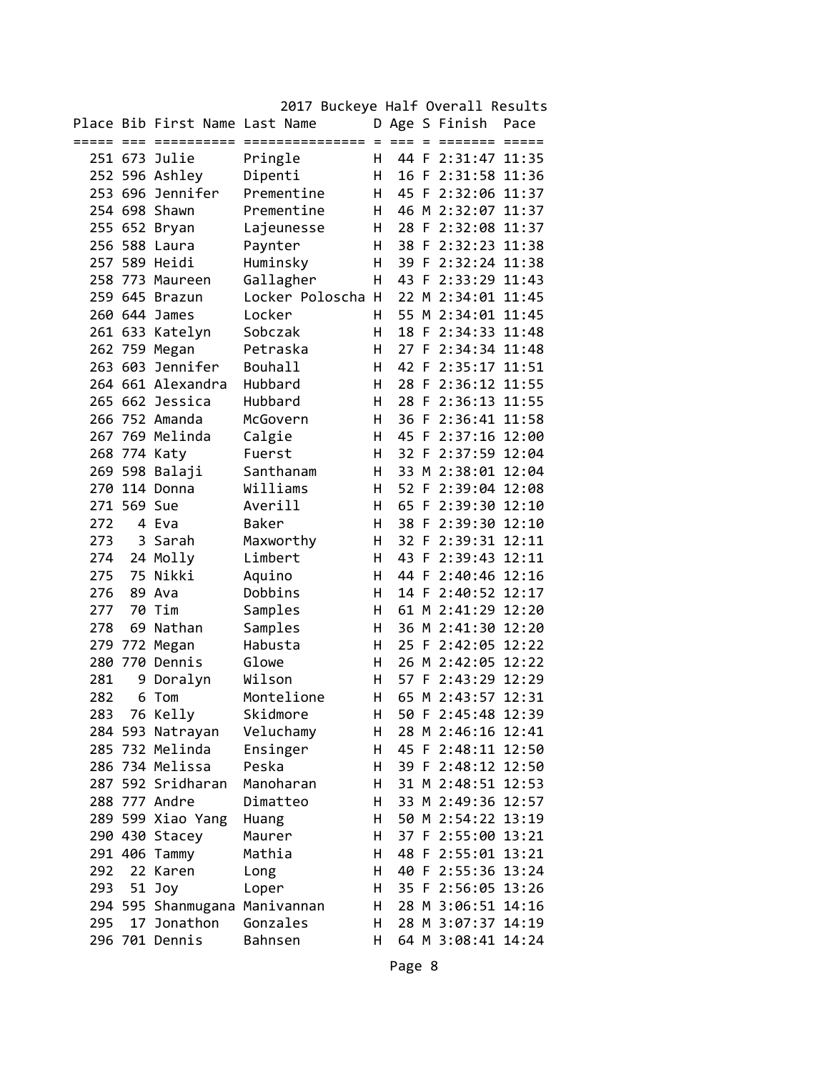# 2017 Buckeye Half Overall Results

| Place | Bib | First Name | Last Name | D | Age | S | Finish | Pace |
|---|---|---|---|---|---|---|---|---|
| 251 | 673 | Julie | Pringle | H | 44 | F | 2:31:47 | 11:35 |
| 252 | 596 | Ashley | Dipenti | H | 16 | F | 2:31:58 | 11:36 |
| 253 | 696 | Jennifer | Prementine | H | 45 | F | 2:32:06 | 11:37 |
| 254 | 698 | Shawn | Prementine | H | 46 | M | 2:32:07 | 11:37 |
| 255 | 652 | Bryan | Lajeunesse | H | 28 | F | 2:32:08 | 11:37 |
| 256 | 588 | Laura | Paynter | H | 38 | F | 2:32:23 | 11:38 |
| 257 | 589 | Heidi | Huminsky | H | 39 | F | 2:32:24 | 11:38 |
| 258 | 773 | Maureen | Gallagher | H | 43 | F | 2:33:29 | 11:43 |
| 259 | 645 | Brazun | Locker Poloscha | H | 22 | M | 2:34:01 | 11:45 |
| 260 | 644 | James | Locker | H | 55 | M | 2:34:01 | 11:45 |
| 261 | 633 | Katelyn | Sobczak | H | 18 | F | 2:34:33 | 11:48 |
| 262 | 759 | Megan | Petraska | H | 27 | F | 2:34:34 | 11:48 |
| 263 | 603 | Jennifer | Bouhall | H | 42 | F | 2:35:17 | 11:51 |
| 264 | 661 | Alexandra | Hubbard | H | 28 | F | 2:36:12 | 11:55 |
| 265 | 662 | Jessica | Hubbard | H | 28 | F | 2:36:13 | 11:55 |
| 266 | 752 | Amanda | McGovern | H | 36 | F | 2:36:41 | 11:58 |
| 267 | 769 | Melinda | Calgie | H | 45 | F | 2:37:16 | 12:00 |
| 268 | 774 | Katy | Fuerst | H | 32 | F | 2:37:59 | 12:04 |
| 269 | 598 | Balaji | Santhanam | H | 33 | M | 2:38:01 | 12:04 |
| 270 | 114 | Donna | Williams | H | 52 | F | 2:39:04 | 12:08 |
| 271 | 569 | Sue | Averill | H | 65 | F | 2:39:30 | 12:10 |
| 272 | 4 | Eva | Baker | H | 38 | F | 2:39:30 | 12:10 |
| 273 | 3 | Sarah | Maxworthy | H | 32 | F | 2:39:31 | 12:11 |
| 274 | 24 | Molly | Limbert | H | 43 | F | 2:39:43 | 12:11 |
| 275 | 75 | Nikki | Aquino | H | 44 | F | 2:40:46 | 12:16 |
| 276 | 89 | Ava | Dobbins | H | 14 | F | 2:40:52 | 12:17 |
| 277 | 70 | Tim | Samples | H | 61 | M | 2:41:29 | 12:20 |
| 278 | 69 | Nathan | Samples | H | 36 | M | 2:41:30 | 12:20 |
| 279 | 772 | Megan | Habusta | H | 25 | F | 2:42:05 | 12:22 |
| 280 | 770 | Dennis | Glowe | H | 26 | M | 2:42:05 | 12:22 |
| 281 | 9 | Doralyn | Wilson | H | 57 | F | 2:43:29 | 12:29 |
| 282 | 6 | Tom | Montelione | H | 65 | M | 2:43:57 | 12:31 |
| 283 | 76 | Kelly | Skidmore | H | 50 | F | 2:45:48 | 12:39 |
| 284 | 593 | Natrayan | Veluchamy | H | 28 | M | 2:46:16 | 12:41 |
| 285 | 732 | Melinda | Ensinger | H | 45 | F | 2:48:11 | 12:50 |
| 286 | 734 | Melissa | Peska | H | 39 | F | 2:48:12 | 12:50 |
| 287 | 592 | Sridharan | Manoharan | H | 31 | M | 2:48:51 | 12:53 |
| 288 | 777 | Andre | Dimatteo | H | 33 | M | 2:49:36 | 12:57 |
| 289 | 599 | Xiao Yang | Huang | H | 50 | M | 2:54:22 | 13:19 |
| 290 | 430 | Stacey | Maurer | H | 37 | F | 2:55:00 | 13:21 |
| 291 | 406 | Tammy | Mathia | H | 48 | F | 2:55:01 | 13:21 |
| 292 | 22 | Karen | Long | H | 40 | F | 2:55:36 | 13:24 |
| 293 | 51 | Joy | Loper | H | 35 | F | 2:56:05 | 13:26 |
| 294 | 595 | Shanmugana | Manivannan | H | 28 | M | 3:06:51 | 14:16 |
| 295 | 17 | Jonathon | Gonzales | H | 28 | M | 3:07:37 | 14:19 |
| 296 | 701 | Dennis | Bahnsen | H | 64 | M | 3:08:41 | 14:24 |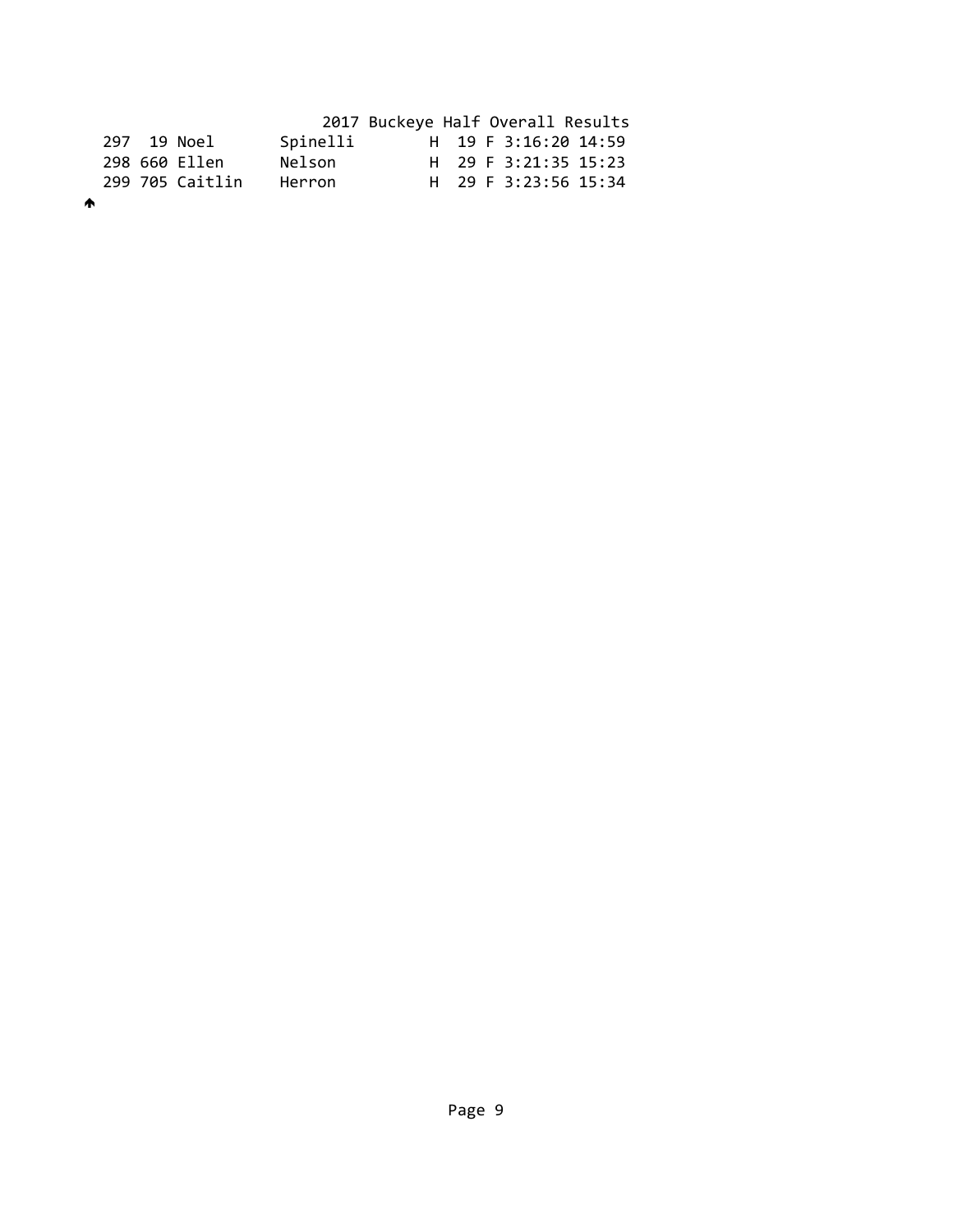2017 Buckeye Half Overall Results

| | | | | | | | | |
|---|---|---|---|---|---|---|---|---|
| 297 | 19 | Noel | Spinelli | H | 19 | F | 3:16:20 | 14:59 |
| 298 | 660 | Ellen | Nelson | H | 29 | F | 3:21:35 | 15:23 |
| 299 | 705 | Caitlin | Herron | H | 29 | F | 3:23:56 | 15:34 |